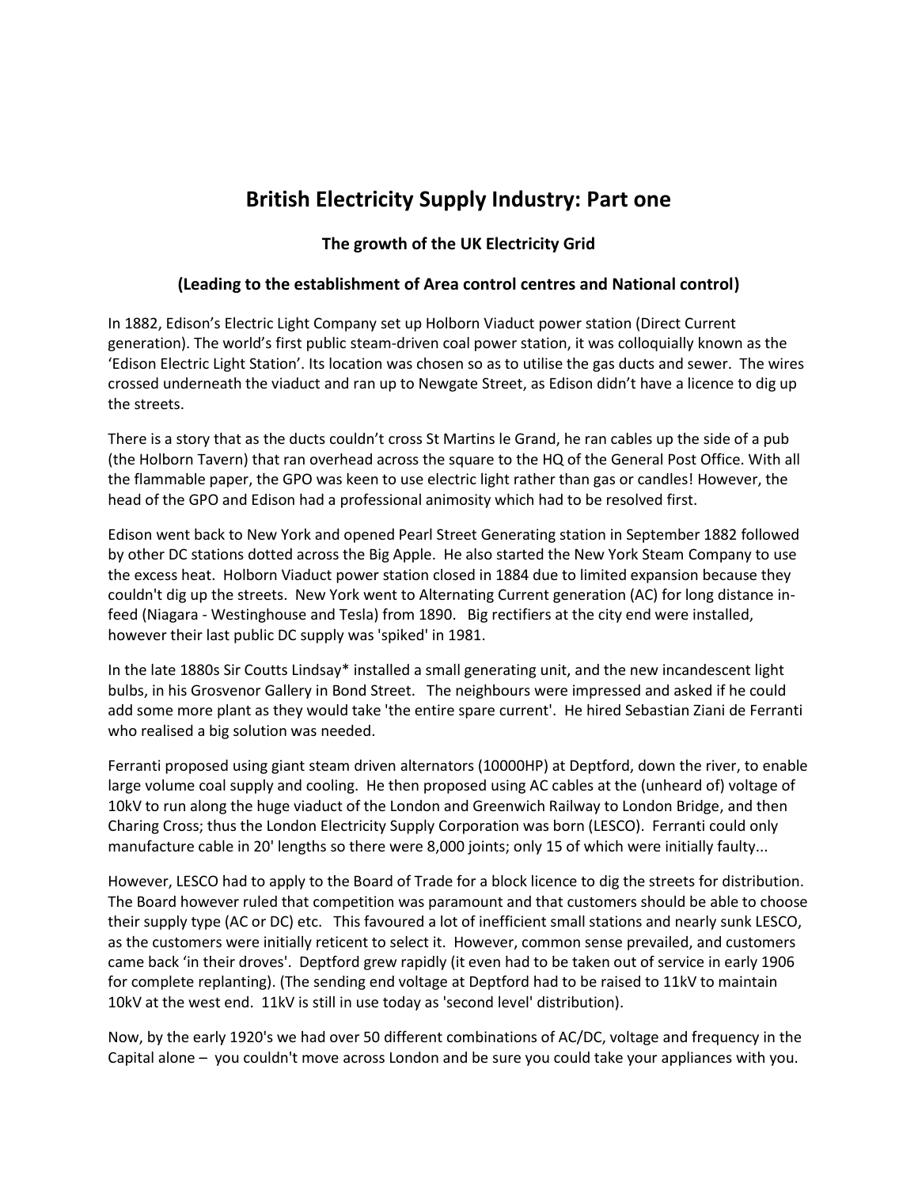# British Electricity Supply Industry: Part one

## The growth of the UK Electricity Grid

### (Leading to the establishment of Area control centres and National control)

In 1882, Edison's Electric Light Company set up Holborn Viaduct power station (Direct Current generation). The world's first public steam-driven coal power station, it was colloquially known as the 'Edison Electric Light Station'. Its location was chosen so as to utilise the gas ducts and sewer. The wires crossed underneath the viaduct and ran up to Newgate Street, as Edison didn't have a licence to dig up the streets.

There is a story that as the ducts couldn't cross St Martins le Grand, he ran cables up the side of a pub (the Holborn Tavern) that ran overhead across the square to the HQ of the General Post Office. With all the flammable paper, the GPO was keen to use electric light rather than gas or candles! However, the head of the GPO and Edison had a professional animosity which had to be resolved first.

Edison went back to New York and opened Pearl Street Generating station in September 1882 followed by other DC stations dotted across the Big Apple. He also started the New York Steam Company to use the excess heat. Holborn Viaduct power station closed in 1884 due to limited expansion because they couldn't dig up the streets. New York went to Alternating Current generation (AC) for long distance in-feed (Niagara - Westinghouse and Tesla) from 1890. Big rectifiers at the city end were installed, however their last public DC supply was 'spiked' in 1981.

In the late 1880s Sir Coutts Lindsay* installed a small generating unit, and the new incandescent light bulbs, in his Grosvenor Gallery in Bond Street. The neighbours were impressed and asked if he could add some more plant as they would take 'the entire spare current'. He hired Sebastian Ziani de Ferranti who realised a big solution was needed.

Ferranti proposed using giant steam driven alternators (10000HP) at Deptford, down the river, to enable large volume coal supply and cooling. He then proposed using AC cables at the (unheard of) voltage of 10kV to run along the huge viaduct of the London and Greenwich Railway to London Bridge, and then Charing Cross; thus the London Electricity Supply Corporation was born (LESCO). Ferranti could only manufacture cable in 20' lengths so there were 8,000 joints; only 15 of which were initially faulty...

However, LESCO had to apply to the Board of Trade for a block licence to dig the streets for distribution. The Board however ruled that competition was paramount and that customers should be able to choose their supply type (AC or DC) etc. This favoured a lot of inefficient small stations and nearly sunk LESCO, as the customers were initially reticent to select it. However, common sense prevailed, and customers came back 'in their droves'. Deptford grew rapidly (it even had to be taken out of service in early 1906 for complete replanting). (The sending end voltage at Deptford had to be raised to 11kV to maintain 10kV at the west end. 11kV is still in use today as 'second level' distribution).

Now, by the early 1920's we had over 50 different combinations of AC/DC, voltage and frequency in the Capital alone – you couldn't move across London and be sure you could take your appliances with you.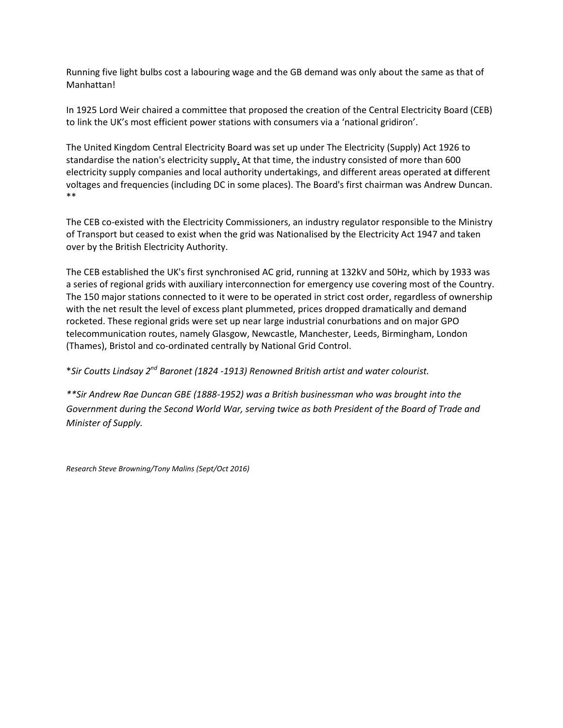Running five light bulbs cost a labouring wage and the GB demand was only about the same as that of Manhattan!

In 1925 Lord Weir chaired a committee that proposed the creation of the Central Electricity Board (CEB) to link the UK's most efficient power stations with consumers via a 'national gridiron'.

The United Kingdom Central Electricity Board was set up under The Electricity (Supply) Act 1926 to standardise the nation's electricity supply. At that time, the industry consisted of more than 600 electricity supply companies and local authority undertakings, and different areas operated at different voltages and frequencies (including DC in some places). The Board's first chairman was Andrew Duncan. **

The CEB co-existed with the Electricity Commissioners, an industry regulator responsible to the Ministry of Transport but ceased to exist when the grid was Nationalised by the Electricity Act 1947 and taken over by the British Electricity Authority.

The CEB established the UK's first synchronised AC grid, running at 132kV and 50Hz, which by 1933 was a series of regional grids with auxiliary interconnection for emergency use covering most of the Country. The 150 major stations connected to it were to be operated in strict cost order, regardless of ownership with the net result the level of excess plant plummeted, prices dropped dramatically and demand rocketed. These regional grids were set up near large industrial conurbations and on major GPO telecommunication routes, namely Glasgow, Newcastle, Manchester, Leeds, Birmingham, London (Thames), Bristol and co-ordinated centrally by National Grid Control.

**Sir Coutts Lindsay 2nd Baronet (1824 -1913) Renowned British artist and water colourist.*

***Sir Andrew Rae Duncan GBE (1888-1952) was a British businessman who was brought into the Government during the Second World War, serving twice as both President of the Board of Trade and Minister of Supply.*

*Research Steve Browning/Tony Malins (Sept/Oct 2016)*